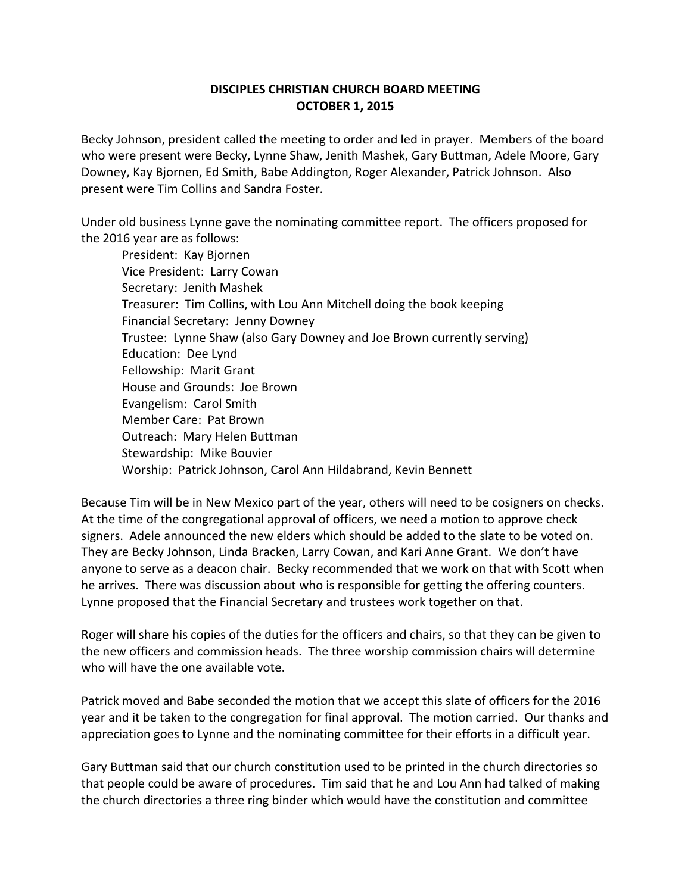**DISCIPLES CHRISTIAN CHURCH BOARD MEETING**
**OCTOBER 1, 2015**

Becky Johnson, president called the meeting to order and led in prayer. Members of the board who were present were Becky, Lynne Shaw, Jenith Mashek, Gary Buttman, Adele Moore, Gary Downey, Kay Bjornen, Ed Smith, Babe Addington, Roger Alexander, Patrick Johnson. Also present were Tim Collins and Sandra Foster.

Under old business Lynne gave the nominating committee report. The officers proposed for the 2016 year are as follows:

President: Kay Bjornen
Vice President: Larry Cowan
Secretary: Jenith Mashek
Treasurer: Tim Collins, with Lou Ann Mitchell doing the book keeping
Financial Secretary: Jenny Downey
Trustee: Lynne Shaw (also Gary Downey and Joe Brown currently serving)
Education: Dee Lynd
Fellowship: Marit Grant
House and Grounds: Joe Brown
Evangelism: Carol Smith
Member Care: Pat Brown
Outreach: Mary Helen Buttman
Stewardship: Mike Bouvier
Worship: Patrick Johnson, Carol Ann Hildabrand, Kevin Bennett

Because Tim will be in New Mexico part of the year, others will need to be cosigners on checks. At the time of the congregational approval of officers, we need a motion to approve check signers. Adele announced the new elders which should be added to the slate to be voted on. They are Becky Johnson, Linda Bracken, Larry Cowan, and Kari Anne Grant. We don't have anyone to serve as a deacon chair. Becky recommended that we work on that with Scott when he arrives. There was discussion about who is responsible for getting the offering counters. Lynne proposed that the Financial Secretary and trustees work together on that.

Roger will share his copies of the duties for the officers and chairs, so that they can be given to the new officers and commission heads. The three worship commission chairs will determine who will have the one available vote.

Patrick moved and Babe seconded the motion that we accept this slate of officers for the 2016 year and it be taken to the congregation for final approval. The motion carried. Our thanks and appreciation goes to Lynne and the nominating committee for their efforts in a difficult year.

Gary Buttman said that our church constitution used to be printed in the church directories so that people could be aware of procedures. Tim said that he and Lou Ann had talked of making the church directories a three ring binder which would have the constitution and committee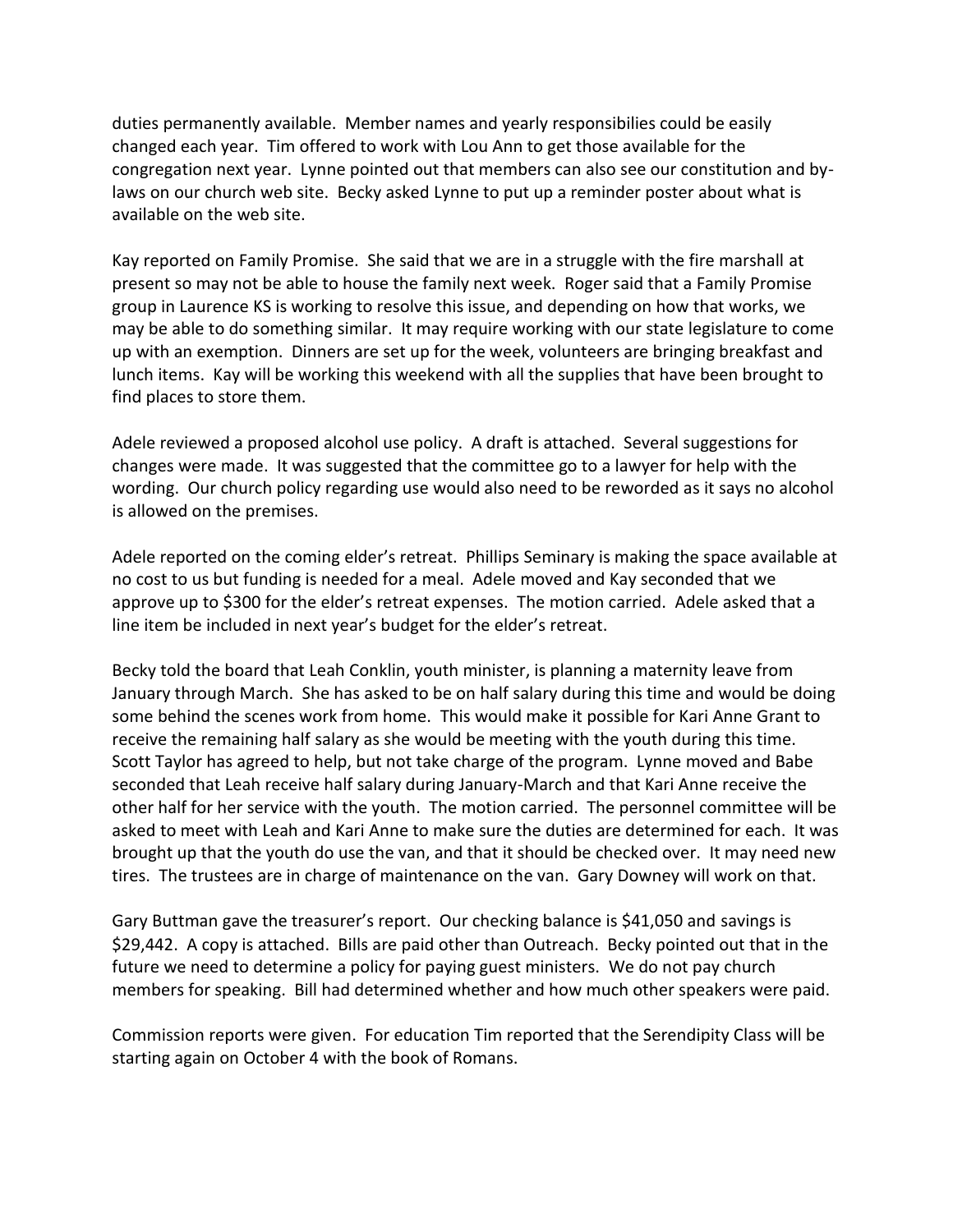duties permanently available. Member names and yearly responsibilies could be easily changed each year. Tim offered to work with Lou Ann to get those available for the congregation next year. Lynne pointed out that members can also see our constitution and by-laws on our church web site. Becky asked Lynne to put up a reminder poster about what is available on the web site.

Kay reported on Family Promise. She said that we are in a struggle with the fire marshall at present so may not be able to house the family next week. Roger said that a Family Promise group in Laurence KS is working to resolve this issue, and depending on how that works, we may be able to do something similar. It may require working with our state legislature to come up with an exemption. Dinners are set up for the week, volunteers are bringing breakfast and lunch items. Kay will be working this weekend with all the supplies that have been brought to find places to store them.

Adele reviewed a proposed alcohol use policy. A draft is attached. Several suggestions for changes were made. It was suggested that the committee go to a lawyer for help with the wording. Our church policy regarding use would also need to be reworded as it says no alcohol is allowed on the premises.

Adele reported on the coming elder's retreat. Phillips Seminary is making the space available at no cost to us but funding is needed for a meal. Adele moved and Kay seconded that we approve up to $300 for the elder's retreat expenses. The motion carried. Adele asked that a line item be included in next year's budget for the elder's retreat.

Becky told the board that Leah Conklin, youth minister, is planning a maternity leave from January through March. She has asked to be on half salary during this time and would be doing some behind the scenes work from home. This would make it possible for Kari Anne Grant to receive the remaining half salary as she would be meeting with the youth during this time. Scott Taylor has agreed to help, but not take charge of the program. Lynne moved and Babe seconded that Leah receive half salary during January-March and that Kari Anne receive the other half for her service with the youth. The motion carried. The personnel committee will be asked to meet with Leah and Kari Anne to make sure the duties are determined for each. It was brought up that the youth do use the van, and that it should be checked over. It may need new tires. The trustees are in charge of maintenance on the van. Gary Downey will work on that.

Gary Buttman gave the treasurer's report. Our checking balance is $41,050 and savings is $29,442. A copy is attached. Bills are paid other than Outreach. Becky pointed out that in the future we need to determine a policy for paying guest ministers. We do not pay church members for speaking. Bill had determined whether and how much other speakers were paid.

Commission reports were given. For education Tim reported that the Serendipity Class will be starting again on October 4 with the book of Romans.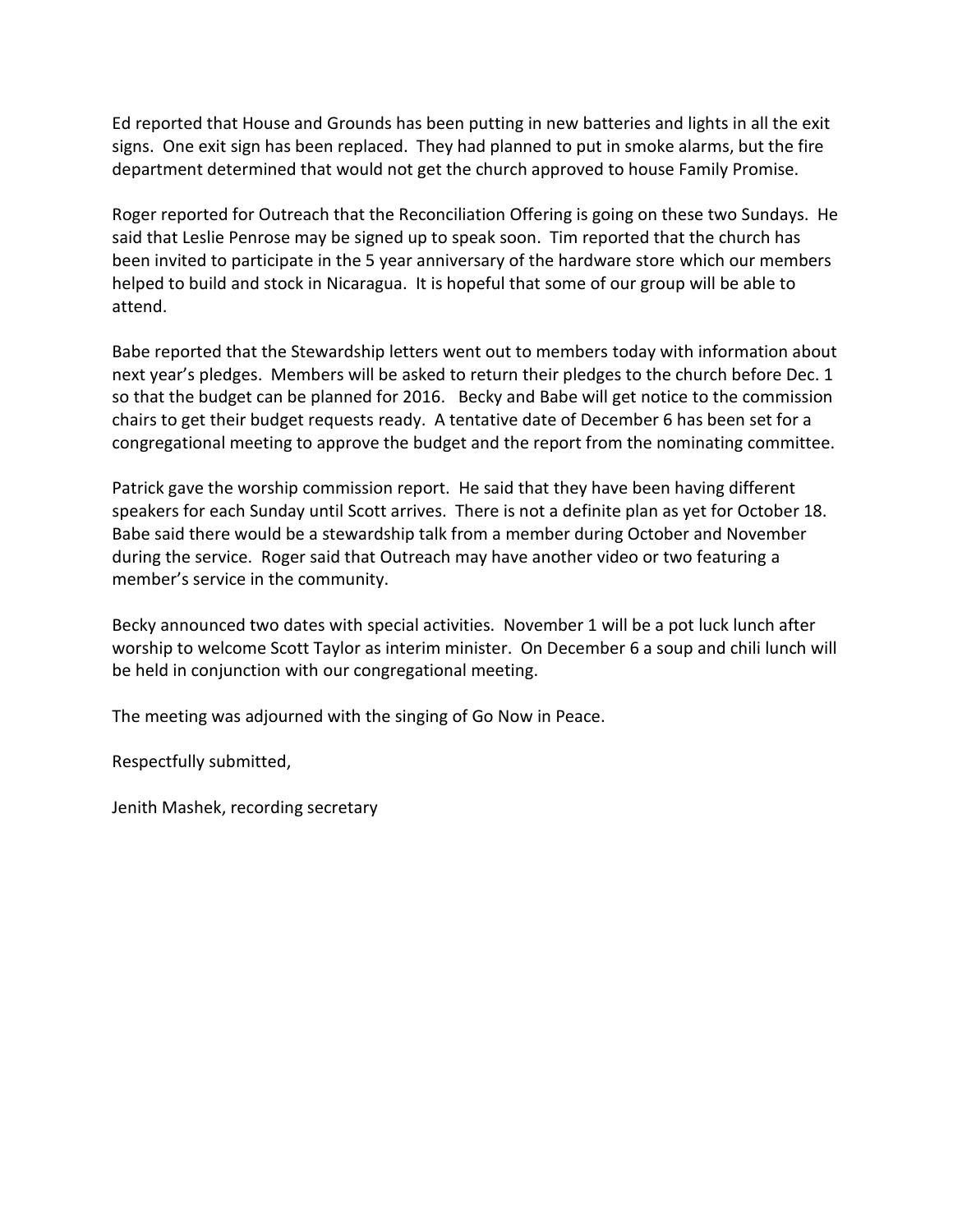Ed reported that House and Grounds has been putting in new batteries and lights in all the exit signs. One exit sign has been replaced. They had planned to put in smoke alarms, but the fire department determined that would not get the church approved to house Family Promise.

Roger reported for Outreach that the Reconciliation Offering is going on these two Sundays. He said that Leslie Penrose may be signed up to speak soon. Tim reported that the church has been invited to participate in the 5 year anniversary of the hardware store which our members helped to build and stock in Nicaragua. It is hopeful that some of our group will be able to attend.

Babe reported that the Stewardship letters went out to members today with information about next year's pledges. Members will be asked to return their pledges to the church before Dec. 1 so that the budget can be planned for 2016. Becky and Babe will get notice to the commission chairs to get their budget requests ready. A tentative date of December 6 has been set for a congregational meeting to approve the budget and the report from the nominating committee.

Patrick gave the worship commission report. He said that they have been having different speakers for each Sunday until Scott arrives. There is not a definite plan as yet for October 18. Babe said there would be a stewardship talk from a member during October and November during the service. Roger said that Outreach may have another video or two featuring a member's service in the community.

Becky announced two dates with special activities. November 1 will be a pot luck lunch after worship to welcome Scott Taylor as interim minister. On December 6 a soup and chili lunch will be held in conjunction with our congregational meeting.

The meeting was adjourned with the singing of Go Now in Peace.

Respectfully submitted,

Jenith Mashek, recording secretary